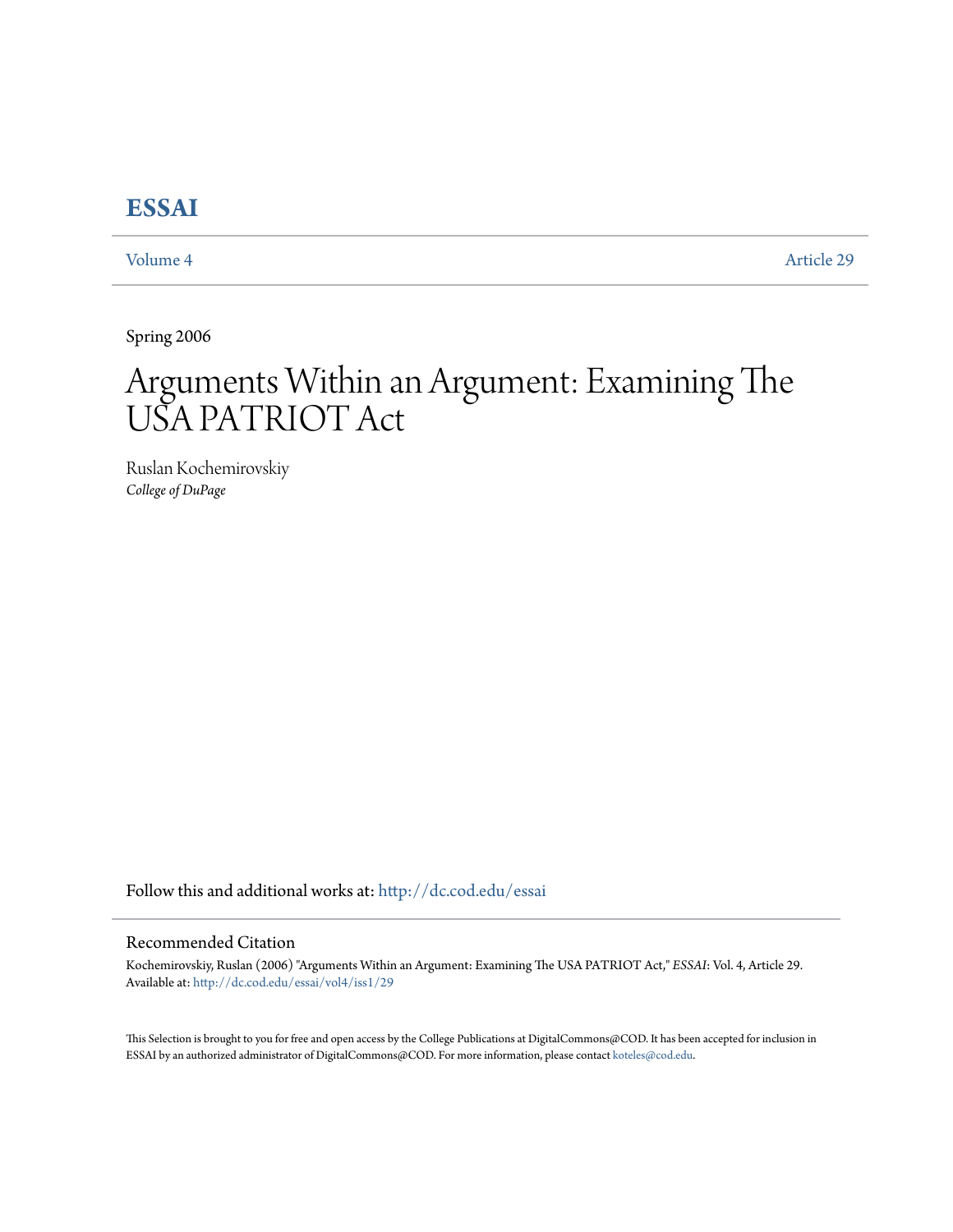# ESSAI

Volume 4 | Article 29

Spring 2006

# Arguments Within an Argument: Examining The USA PATRIOT Act

Ruslan Kochemirovskiy
*College of DuPage*

Follow this and additional works at: http://dc.cod.edu/essai

## Recommended Citation

Kochemirovskiy, Ruslan (2006) "Arguments Within an Argument: Examining The USA PATRIOT Act," *ESSAI*: Vol. 4, Article 29.
Available at: http://dc.cod.edu/essai/vol4/iss1/29

This Selection is brought to you for free and open access by the College Publications at DigitalCommons@COD. It has been accepted for inclusion in ESSAI by an authorized administrator of DigitalCommons@COD. For more information, please contact koteles@cod.edu.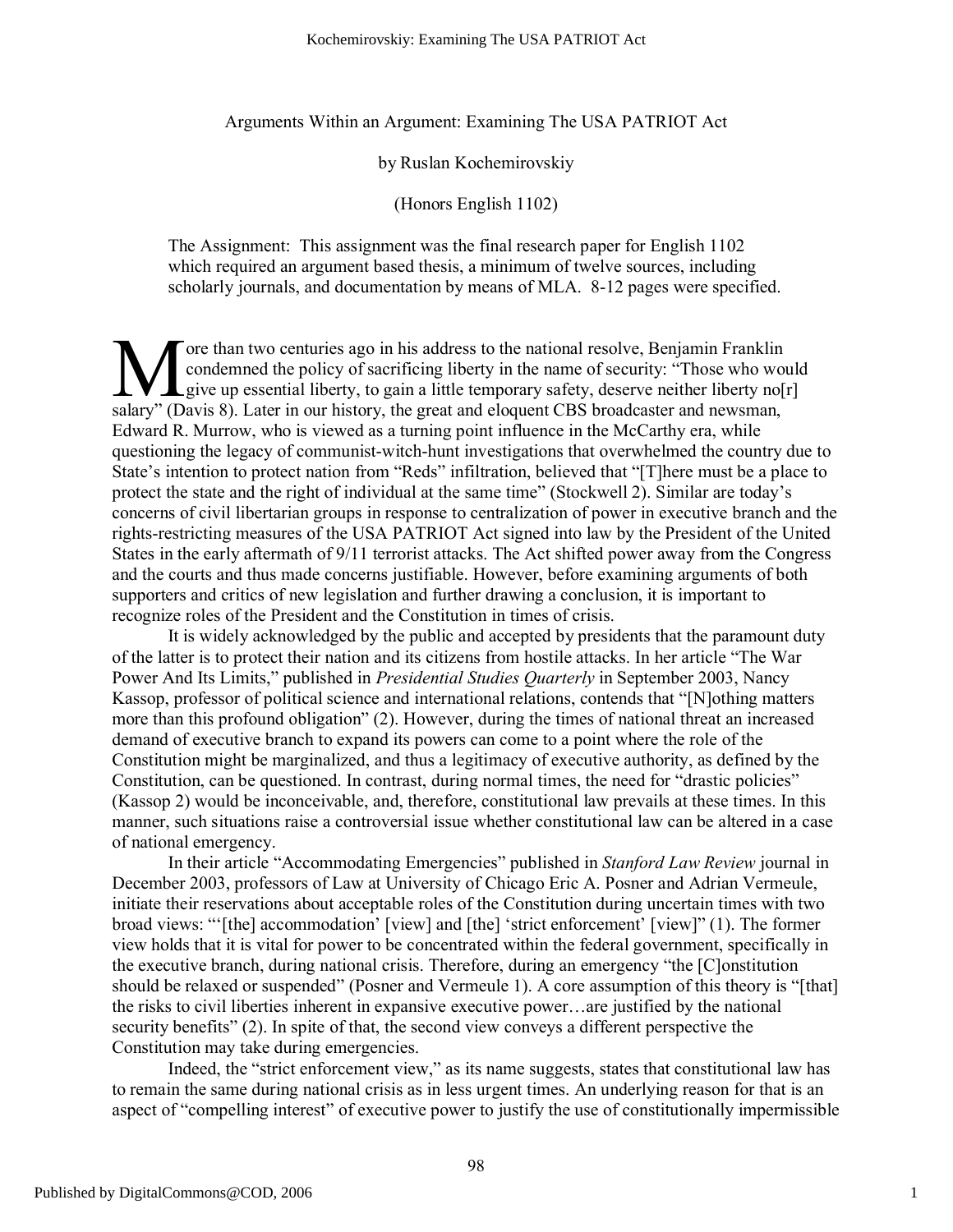Arguments Within an Argument: Examining The USA PATRIOT Act

by Ruslan Kochemirovskiy

(Honors English 1102)

The Assignment: This assignment was the final research paper for English 1102 which required an argument based thesis, a minimum of twelve sources, including scholarly journals, and documentation by means of MLA. 8-12 pages were specified.

More than two centuries ago in his address to the national resolve, Benjamin Franklin condemned the policy of sacrificing liberty in the name of security: "Those who would give up essential liberty, to gain a little temporary safety, deserve neither liberty no[r] salary" (Davis 8). Later in our history, the great and eloquent CBS broadcaster and newsman, Edward R. Murrow, who is viewed as a turning point influence in the McCarthy era, while questioning the legacy of communist-witch-hunt investigations that overwhelmed the country due to State's intention to protect nation from "Reds" infiltration, believed that "[T]here must be a place to protect the state and the right of individual at the same time" (Stockwell 2). Similar are today's concerns of civil libertarian groups in response to centralization of power in executive branch and the rights-restricting measures of the USA PATRIOT Act signed into law by the President of the United States in the early aftermath of 9/11 terrorist attacks. The Act shifted power away from the Congress and the courts and thus made concerns justifiable. However, before examining arguments of both supporters and critics of new legislation and further drawing a conclusion, it is important to recognize roles of the President and the Constitution in times of crisis.

It is widely acknowledged by the public and accepted by presidents that the paramount duty of the latter is to protect their nation and its citizens from hostile attacks. In her article "The War Power And Its Limits," published in *Presidential Studies Quarterly* in September 2003, Nancy Kassop, professor of political science and international relations, contends that "[N]othing matters more than this profound obligation" (2). However, during the times of national threat an increased demand of executive branch to expand its powers can come to a point where the role of the Constitution might be marginalized, and thus a legitimacy of executive authority, as defined by the Constitution, can be questioned. In contrast, during normal times, the need for "drastic policies" (Kassop 2) would be inconceivable, and, therefore, constitutional law prevails at these times. In this manner, such situations raise a controversial issue whether constitutional law can be altered in a case of national emergency.

In their article "Accommodating Emergencies" published in *Stanford Law Review* journal in December 2003, professors of Law at University of Chicago Eric A. Posner and Adrian Vermeule, initiate their reservations about acceptable roles of the Constitution during uncertain times with two broad views: "'[the] accommodation' [view] and [the] 'strict enforcement' [view]" (1). The former view holds that it is vital for power to be concentrated within the federal government, specifically in the executive branch, during national crisis. Therefore, during an emergency "the [C]onstitution should be relaxed or suspended" (Posner and Vermeule 1). A core assumption of this theory is "[that] the risks to civil liberties inherent in expansive executive power…are justified by the national security benefits" (2). In spite of that, the second view conveys a different perspective the Constitution may take during emergencies.

Indeed, the "strict enforcement view," as its name suggests, states that constitutional law has to remain the same during national crisis as in less urgent times. An underlying reason for that is an aspect of "compelling interest" of executive power to justify the use of constitutionally impermissible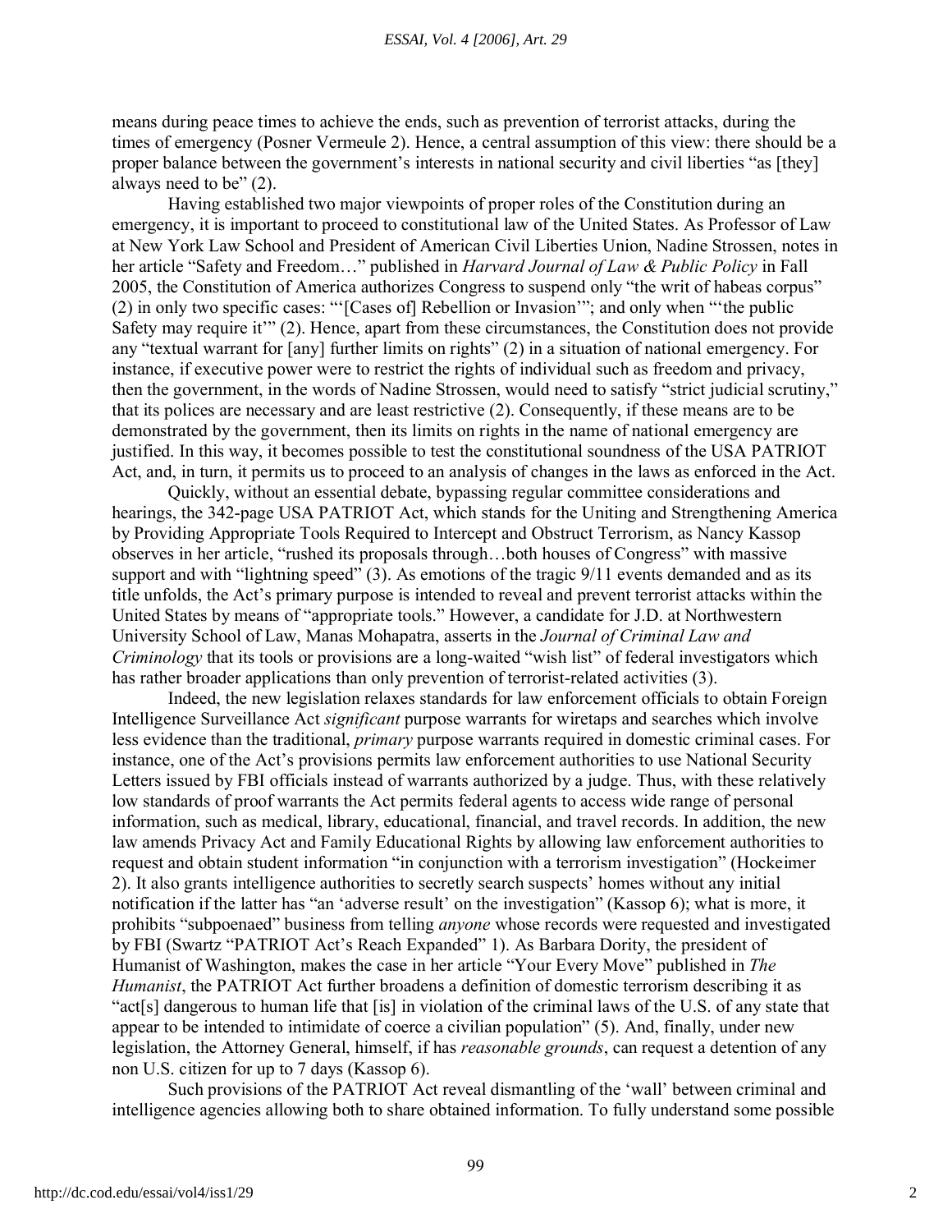means during peace times to achieve the ends, such as prevention of terrorist attacks, during the times of emergency (Posner Vermeule 2). Hence, a central assumption of this view: there should be a proper balance between the government's interests in national security and civil liberties "as [they] always need to be" (2).

Having established two major viewpoints of proper roles of the Constitution during an emergency, it is important to proceed to constitutional law of the United States. As Professor of Law at New York Law School and President of American Civil Liberties Union, Nadine Strossen, notes in her article "Safety and Freedom…" published in *Harvard Journal of Law & Public Policy* in Fall 2005, the Constitution of America authorizes Congress to suspend only "the writ of habeas corpus" (2) in only two specific cases: "'[Cases of] Rebellion or Invasion'"; and only when "'the public Safety may require it'" (2). Hence, apart from these circumstances, the Constitution does not provide any "textual warrant for [any] further limits on rights" (2) in a situation of national emergency. For instance, if executive power were to restrict the rights of individual such as freedom and privacy, then the government, in the words of Nadine Strossen, would need to satisfy "strict judicial scrutiny," that its polices are necessary and are least restrictive (2). Consequently, if these means are to be demonstrated by the government, then its limits on rights in the name of national emergency are justified. In this way, it becomes possible to test the constitutional soundness of the USA PATRIOT Act, and, in turn, it permits us to proceed to an analysis of changes in the laws as enforced in the Act.

Quickly, without an essential debate, bypassing regular committee considerations and hearings, the 342-page USA PATRIOT Act, which stands for the Uniting and Strengthening America by Providing Appropriate Tools Required to Intercept and Obstruct Terrorism, as Nancy Kassop observes in her article, "rushed its proposals through…both houses of Congress" with massive support and with "lightning speed" (3). As emotions of the tragic 9/11 events demanded and as its title unfolds, the Act's primary purpose is intended to reveal and prevent terrorist attacks within the United States by means of "appropriate tools." However, a candidate for J.D. at Northwestern University School of Law, Manas Mohapatra, asserts in the *Journal of Criminal Law and Criminology* that its tools or provisions are a long-waited "wish list" of federal investigators which has rather broader applications than only prevention of terrorist-related activities (3).

Indeed, the new legislation relaxes standards for law enforcement officials to obtain Foreign Intelligence Surveillance Act *significant* purpose warrants for wiretaps and searches which involve less evidence than the traditional, *primary* purpose warrants required in domestic criminal cases. For instance, one of the Act's provisions permits law enforcement authorities to use National Security Letters issued by FBI officials instead of warrants authorized by a judge. Thus, with these relatively low standards of proof warrants the Act permits federal agents to access wide range of personal information, such as medical, library, educational, financial, and travel records. In addition, the new law amends Privacy Act and Family Educational Rights by allowing law enforcement authorities to request and obtain student information "in conjunction with a terrorism investigation" (Hockeimer 2). It also grants intelligence authorities to secretly search suspects' homes without any initial notification if the latter has "an 'adverse result' on the investigation" (Kassop 6); what is more, it prohibits "subpoenaed" business from telling *anyone* whose records were requested and investigated by FBI (Swartz "PATRIOT Act's Reach Expanded" 1). As Barbara Dority, the president of Humanist of Washington, makes the case in her article "Your Every Move" published in *The Humanist*, the PATRIOT Act further broadens a definition of domestic terrorism describing it as "act[s] dangerous to human life that [is] in violation of the criminal laws of the U.S. of any state that appear to be intended to intimidate of coerce a civilian population" (5). And, finally, under new legislation, the Attorney General, himself, if has *reasonable grounds*, can request a detention of any non U.S. citizen for up to 7 days (Kassop 6).

Such provisions of the PATRIOT Act reveal dismantling of the 'wall' between criminal and intelligence agencies allowing both to share obtained information. To fully understand some possible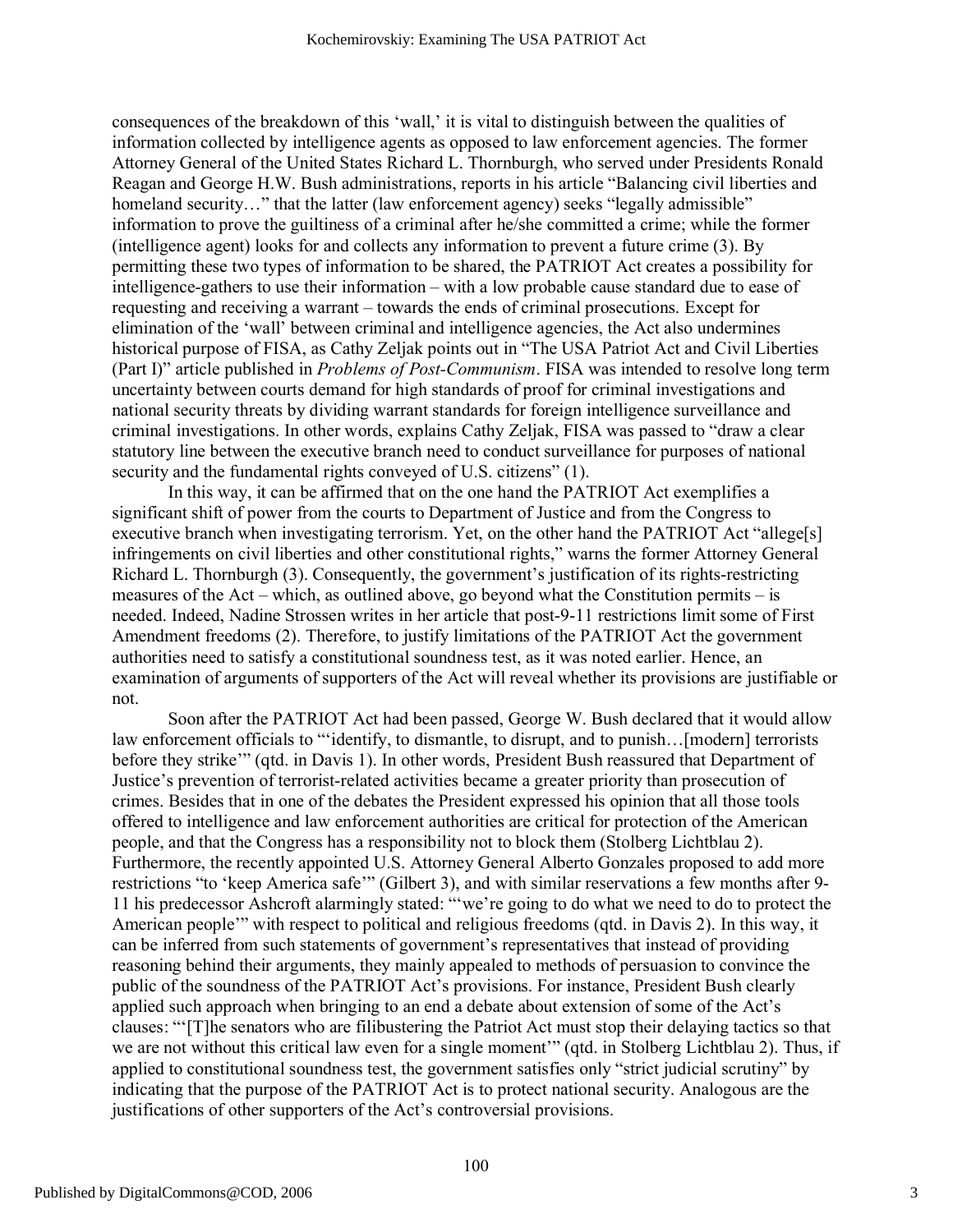consequences of the breakdown of this 'wall,' it is vital to distinguish between the qualities of information collected by intelligence agents as opposed to law enforcement agencies. The former Attorney General of the United States Richard L. Thornburgh, who served under Presidents Ronald Reagan and George H.W. Bush administrations, reports in his article "Balancing civil liberties and homeland security…" that the latter (law enforcement agency) seeks "legally admissible" information to prove the guiltiness of a criminal after he/she committed a crime; while the former (intelligence agent) looks for and collects any information to prevent a future crime (3). By permitting these two types of information to be shared, the PATRIOT Act creates a possibility for intelligence-gathers to use their information – with a low probable cause standard due to ease of requesting and receiving a warrant – towards the ends of criminal prosecutions. Except for elimination of the 'wall' between criminal and intelligence agencies, the Act also undermines historical purpose of FISA, as Cathy Zeljak points out in "The USA Patriot Act and Civil Liberties (Part I)" article published in *Problems of Post-Communism*. FISA was intended to resolve long term uncertainty between courts demand for high standards of proof for criminal investigations and national security threats by dividing warrant standards for foreign intelligence surveillance and criminal investigations. In other words, explains Cathy Zeljak, FISA was passed to "draw a clear statutory line between the executive branch need to conduct surveillance for purposes of national security and the fundamental rights conveyed of U.S. citizens" (1).

In this way, it can be affirmed that on the one hand the PATRIOT Act exemplifies a significant shift of power from the courts to Department of Justice and from the Congress to executive branch when investigating terrorism. Yet, on the other hand the PATRIOT Act "allege[s] infringements on civil liberties and other constitutional rights," warns the former Attorney General Richard L. Thornburgh (3). Consequently, the government's justification of its rights-restricting measures of the Act – which, as outlined above, go beyond what the Constitution permits – is needed. Indeed, Nadine Strossen writes in her article that post-9-11 restrictions limit some of First Amendment freedoms (2). Therefore, to justify limitations of the PATRIOT Act the government authorities need to satisfy a constitutional soundness test, as it was noted earlier. Hence, an examination of arguments of supporters of the Act will reveal whether its provisions are justifiable or not.

Soon after the PATRIOT Act had been passed, George W. Bush declared that it would allow law enforcement officials to "'identify, to dismantle, to disrupt, and to punish…[modern] terrorists before they strike'" (qtd. in Davis 1). In other words, President Bush reassured that Department of Justice's prevention of terrorist-related activities became a greater priority than prosecution of crimes. Besides that in one of the debates the President expressed his opinion that all those tools offered to intelligence and law enforcement authorities are critical for protection of the American people, and that the Congress has a responsibility not to block them (Stolberg Lichtblau 2). Furthermore, the recently appointed U.S. Attorney General Alberto Gonzales proposed to add more restrictions "to 'keep America safe'" (Gilbert 3), and with similar reservations a few months after 9-11 his predecessor Ashcroft alarmingly stated: "'we're going to do what we need to do to protect the American people'" with respect to political and religious freedoms (qtd. in Davis 2). In this way, it can be inferred from such statements of government's representatives that instead of providing reasoning behind their arguments, they mainly appealed to methods of persuasion to convince the public of the soundness of the PATRIOT Act's provisions. For instance, President Bush clearly applied such approach when bringing to an end a debate about extension of some of the Act's clauses: "'[T]he senators who are filibustering the Patriot Act must stop their delaying tactics so that we are not without this critical law even for a single moment'" (qtd. in Stolberg Lichtblau 2). Thus, if applied to constitutional soundness test, the government satisfies only "strict judicial scrutiny" by indicating that the purpose of the PATRIOT Act is to protect national security. Analogous are the justifications of other supporters of the Act's controversial provisions.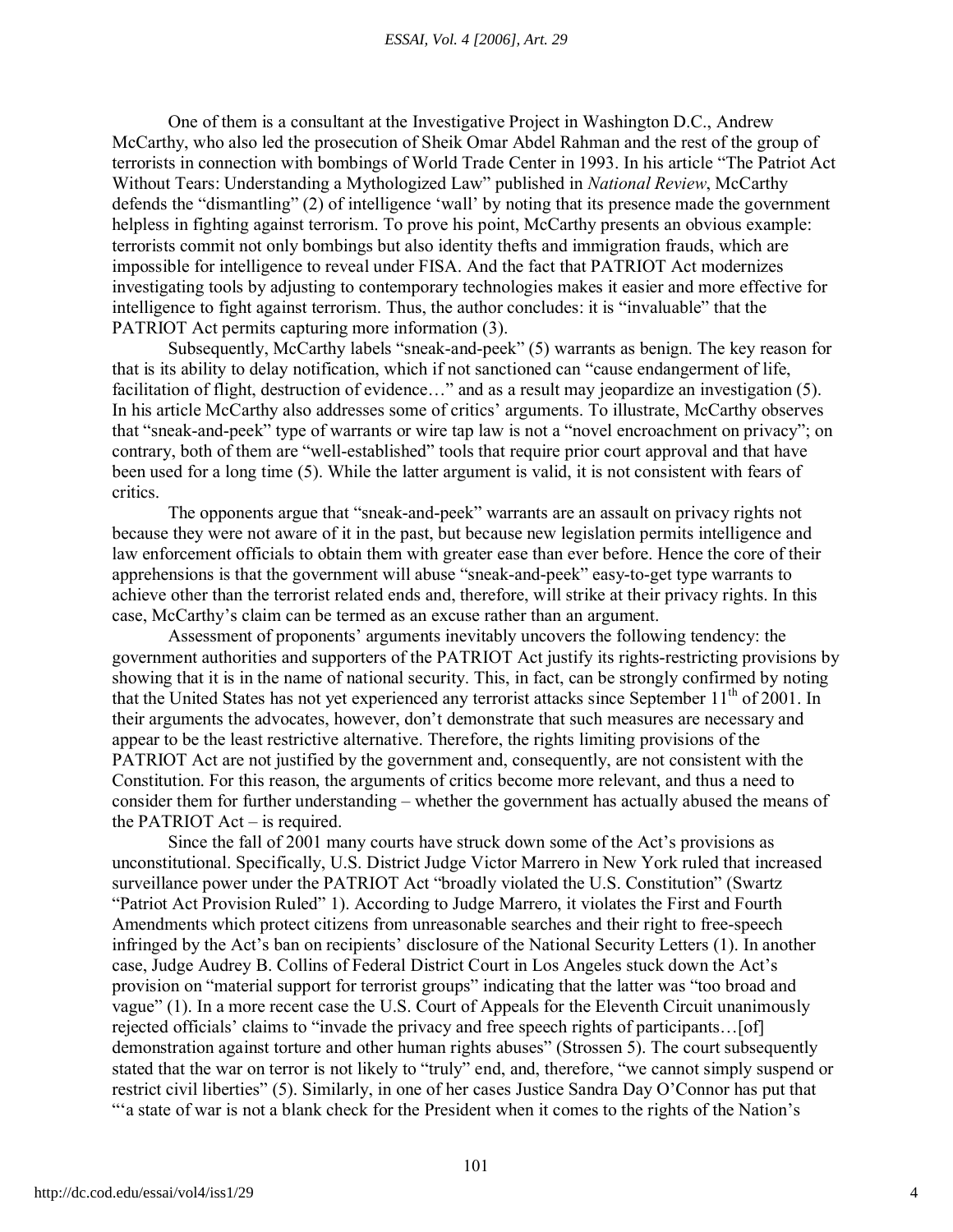One of them is a consultant at the Investigative Project in Washington D.C., Andrew McCarthy, who also led the prosecution of Sheik Omar Abdel Rahman and the rest of the group of terrorists in connection with bombings of World Trade Center in 1993. In his article "The Patriot Act Without Tears: Understanding a Mythologized Law" published in *National Review*, McCarthy defends the "dismantling" (2) of intelligence 'wall' by noting that its presence made the government helpless in fighting against terrorism. To prove his point, McCarthy presents an obvious example: terrorists commit not only bombings but also identity thefts and immigration frauds, which are impossible for intelligence to reveal under FISA. And the fact that PATRIOT Act modernizes investigating tools by adjusting to contemporary technologies makes it easier and more effective for intelligence to fight against terrorism. Thus, the author concludes: it is "invaluable" that the PATRIOT Act permits capturing more information (3).

Subsequently, McCarthy labels "sneak-and-peek" (5) warrants as benign. The key reason for that is its ability to delay notification, which if not sanctioned can "cause endangerment of life, facilitation of flight, destruction of evidence…" and as a result may jeopardize an investigation (5). In his article McCarthy also addresses some of critics' arguments. To illustrate, McCarthy observes that "sneak-and-peek" type of warrants or wire tap law is not a "novel encroachment on privacy"; on contrary, both of them are "well-established" tools that require prior court approval and that have been used for a long time (5). While the latter argument is valid, it is not consistent with fears of critics.

The opponents argue that "sneak-and-peek" warrants are an assault on privacy rights not because they were not aware of it in the past, but because new legislation permits intelligence and law enforcement officials to obtain them with greater ease than ever before. Hence the core of their apprehensions is that the government will abuse "sneak-and-peek" easy-to-get type warrants to achieve other than the terrorist related ends and, therefore, will strike at their privacy rights. In this case, McCarthy's claim can be termed as an excuse rather than an argument.

Assessment of proponents' arguments inevitably uncovers the following tendency: the government authorities and supporters of the PATRIOT Act justify its rights-restricting provisions by showing that it is in the name of national security. This, in fact, can be strongly confirmed by noting that the United States has not yet experienced any terrorist attacks since September 11th of 2001. In their arguments the advocates, however, don't demonstrate that such measures are necessary and appear to be the least restrictive alternative. Therefore, the rights limiting provisions of the PATRIOT Act are not justified by the government and, consequently, are not consistent with the Constitution. For this reason, the arguments of critics become more relevant, and thus a need to consider them for further understanding – whether the government has actually abused the means of the PATRIOT Act – is required.

Since the fall of 2001 many courts have struck down some of the Act's provisions as unconstitutional. Specifically, U.S. District Judge Victor Marrero in New York ruled that increased surveillance power under the PATRIOT Act "broadly violated the U.S. Constitution" (Swartz "Patriot Act Provision Ruled" 1). According to Judge Marrero, it violates the First and Fourth Amendments which protect citizens from unreasonable searches and their right to free-speech infringed by the Act's ban on recipients' disclosure of the National Security Letters (1). In another case, Judge Audrey B. Collins of Federal District Court in Los Angeles stuck down the Act's provision on "material support for terrorist groups" indicating that the latter was "too broad and vague" (1). In a more recent case the U.S. Court of Appeals for the Eleventh Circuit unanimously rejected officials' claims to "invade the privacy and free speech rights of participants…[of] demonstration against torture and other human rights abuses" (Strossen 5). The court subsequently stated that the war on terror is not likely to "truly" end, and, therefore, "we cannot simply suspend or restrict civil liberties" (5). Similarly, in one of her cases Justice Sandra Day O'Connor has put that "'a state of war is not a blank check for the President when it comes to the rights of the Nation's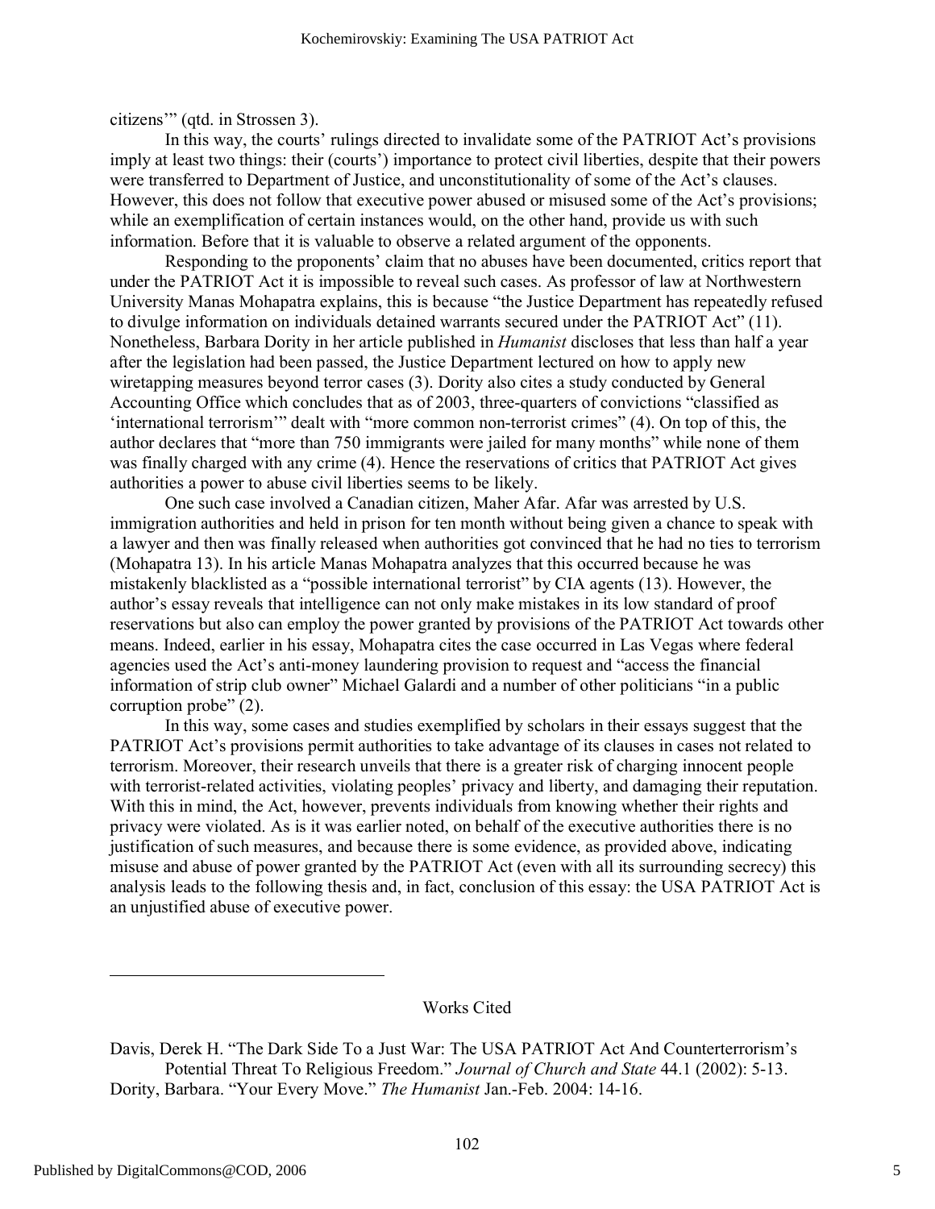citizens'" (qtd. in Strossen 3).

In this way, the courts' rulings directed to invalidate some of the PATRIOT Act's provisions imply at least two things: their (courts') importance to protect civil liberties, despite that their powers were transferred to Department of Justice, and unconstitutionality of some of the Act's clauses. However, this does not follow that executive power abused or misused some of the Act's provisions; while an exemplification of certain instances would, on the other hand, provide us with such information. Before that it is valuable to observe a related argument of the opponents.

Responding to the proponents' claim that no abuses have been documented, critics report that under the PATRIOT Act it is impossible to reveal such cases. As professor of law at Northwestern University Manas Mohapatra explains, this is because "the Justice Department has repeatedly refused to divulge information on individuals detained warrants secured under the PATRIOT Act" (11). Nonetheless, Barbara Dority in her article published in *Humanist* discloses that less than half a year after the legislation had been passed, the Justice Department lectured on how to apply new wiretapping measures beyond terror cases (3). Dority also cites a study conducted by General Accounting Office which concludes that as of 2003, three-quarters of convictions "classified as 'international terrorism'" dealt with "more common non-terrorist crimes" (4). On top of this, the author declares that "more than 750 immigrants were jailed for many months" while none of them was finally charged with any crime (4). Hence the reservations of critics that PATRIOT Act gives authorities a power to abuse civil liberties seems to be likely.

One such case involved a Canadian citizen, Maher Afar. Afar was arrested by U.S. immigration authorities and held in prison for ten month without being given a chance to speak with a lawyer and then was finally released when authorities got convinced that he had no ties to terrorism (Mohapatra 13). In his article Manas Mohapatra analyzes that this occurred because he was mistakenly blacklisted as a "possible international terrorist" by CIA agents (13). However, the author's essay reveals that intelligence can not only make mistakes in its low standard of proof reservations but also can employ the power granted by provisions of the PATRIOT Act towards other means. Indeed, earlier in his essay, Mohapatra cites the case occurred in Las Vegas where federal agencies used the Act's anti-money laundering provision to request and "access the financial information of strip club owner" Michael Galardi and a number of other politicians "in a public corruption probe" (2).

In this way, some cases and studies exemplified by scholars in their essays suggest that the PATRIOT Act's provisions permit authorities to take advantage of its clauses in cases not related to terrorism. Moreover, their research unveils that there is a greater risk of charging innocent people with terrorist-related activities, violating peoples' privacy and liberty, and damaging their reputation. With this in mind, the Act, however, prevents individuals from knowing whether their rights and privacy were violated. As is it was earlier noted, on behalf of the executive authorities there is no justification of such measures, and because there is some evidence, as provided above, indicating misuse and abuse of power granted by the PATRIOT Act (even with all its surrounding secrecy) this analysis leads to the following thesis and, in fact, conclusion of this essay: the USA PATRIOT Act is an unjustified abuse of executive power.

## Works Cited

Davis, Derek H. "The Dark Side To a Just War: The USA PATRIOT Act And Counterterrorism's Potential Threat To Religious Freedom." *Journal of Church and State* 44.1 (2002): 5-13.

Dority, Barbara. "Your Every Move." *The Humanist* Jan.-Feb. 2004: 14-16.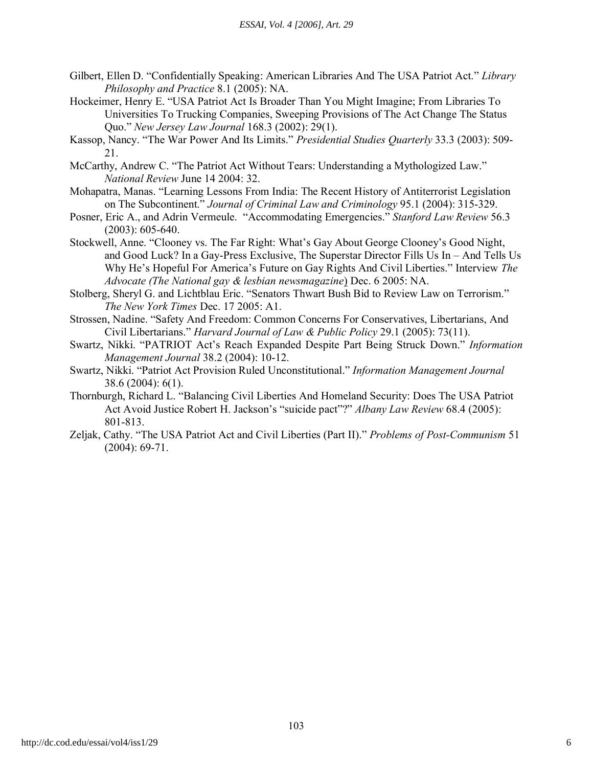Gilbert, Ellen D. "Confidentially Speaking: American Libraries And The USA Patriot Act." *Library Philosophy and Practice* 8.1 (2005): NA.

Hockeimer, Henry E. "USA Patriot Act Is Broader Than You Might Imagine; From Libraries To Universities To Trucking Companies, Sweeping Provisions of The Act Change The Status Quo." *New Jersey Law Journal* 168.3 (2002): 29(1).

Kassop, Nancy. "The War Power And Its Limits." *Presidential Studies Quarterly* 33.3 (2003): 509-21.

McCarthy, Andrew C. "The Patriot Act Without Tears: Understanding a Mythologized Law." *National Review* June 14 2004: 32.

Mohapatra, Manas. "Learning Lessons From India: The Recent History of Antiterrorist Legislation on The Subcontinent." *Journal of Criminal Law and Criminology* 95.1 (2004): 315-329.

Posner, Eric A., and Adrin Vermeule. "Accommodating Emergencies." *Stanford Law Review* 56.3 (2003): 605-640.

Stockwell, Anne. "Clooney vs. The Far Right: What's Gay About George Clooney's Good Night, and Good Luck? In a Gay-Press Exclusive, The Superstar Director Fills Us In – And Tells Us Why He's Hopeful For America's Future on Gay Rights And Civil Liberties." Interview *The Advocate (The National gay & lesbian newsmagazine*) Dec. 6 2005: NA.

Stolberg, Sheryl G. and Lichtblau Eric. "Senators Thwart Bush Bid to Review Law on Terrorism." *The New York Times* Dec. 17 2005: A1.

Strossen, Nadine. "Safety And Freedom: Common Concerns For Conservatives, Libertarians, And Civil Libertarians." *Harvard Journal of Law & Public Policy* 29.1 (2005): 73(11).

Swartz, Nikki. "PATRIOT Act's Reach Expanded Despite Part Being Struck Down." *Information Management Journal* 38.2 (2004): 10-12.

Swartz, Nikki. "Patriot Act Provision Ruled Unconstitutional." *Information Management Journal* 38.6 (2004): 6(1).

Thornburgh, Richard L. "Balancing Civil Liberties And Homeland Security: Does The USA Patriot Act Avoid Justice Robert H. Jackson's "suicide pact"?" *Albany Law Review* 68.4 (2005): 801-813.

Zeljak, Cathy. "The USA Patriot Act and Civil Liberties (Part II)." *Problems of Post-Communism* 51 (2004): 69-71.